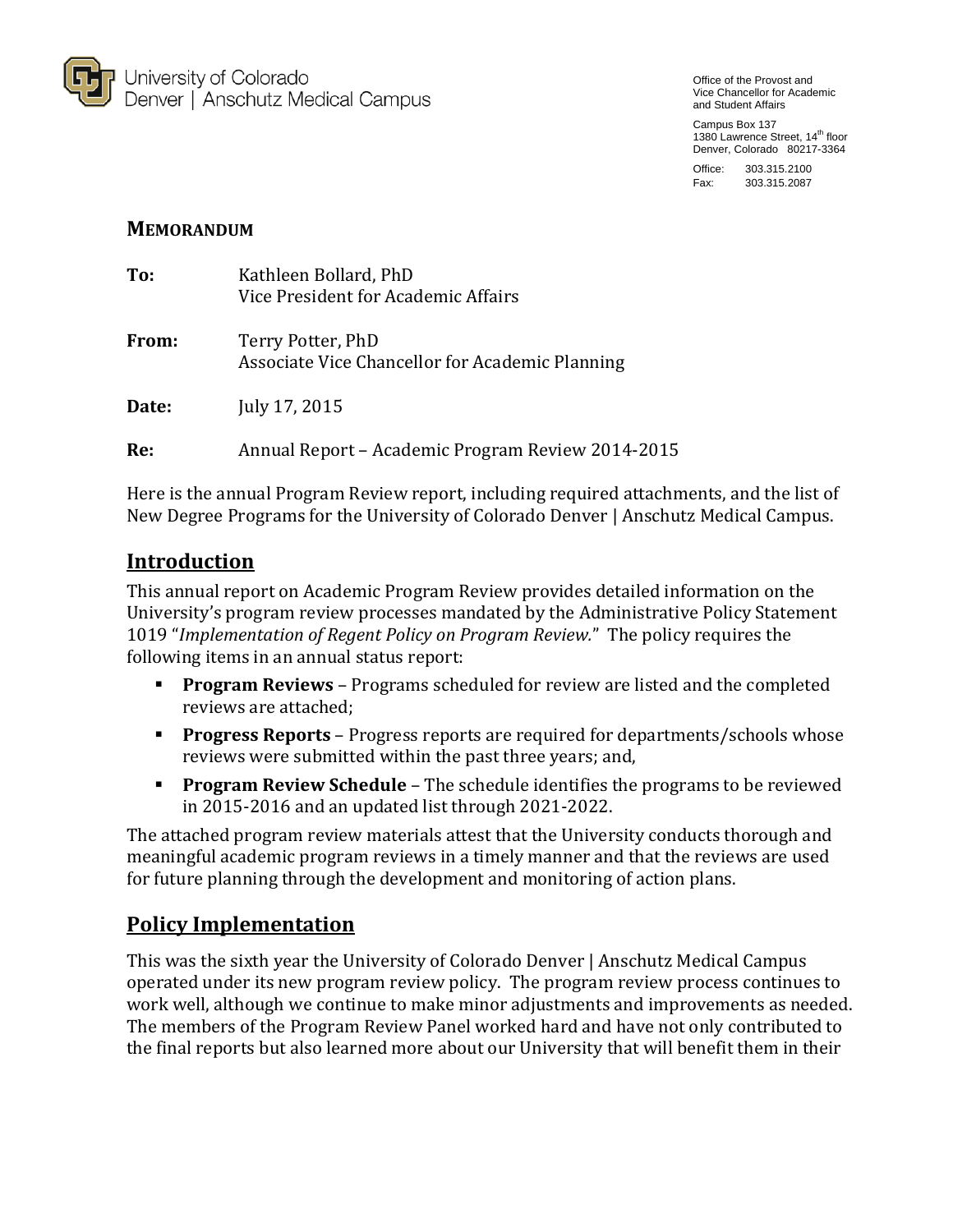University of Colorado
Denver | Anschutz Medical Campus

Office of the Provost and
Vice Chancellor for Academic
and Student Affairs

Campus Box 137
1380 Lawrence Street, 14th floor
Denver, Colorado 80217-3364

Office: 303.315.2100
Fax: 303.315.2087

**MEMORANDUM**

**To:** Kathleen Bollard, PhD
Vice President for Academic Affairs

**From:** Terry Potter, PhD
Associate Vice Chancellor for Academic Planning

**Date:** July 17, 2015

**Re:** Annual Report – Academic Program Review 2014-2015

Here is the annual Program Review report, including required attachments, and the list of New Degree Programs for the University of Colorado Denver | Anschutz Medical Campus.

## Introduction

This annual report on Academic Program Review provides detailed information on the University's program review processes mandated by the Administrative Policy Statement 1019 "*Implementation of Regent Policy on Program Review.*" The policy requires the following items in an annual status report:

- **Program Reviews** – Programs scheduled for review are listed and the completed reviews are attached;
- **Progress Reports** – Progress reports are required for departments/schools whose reviews were submitted within the past three years; and,
- **Program Review Schedule** – The schedule identifies the programs to be reviewed in 2015-2016 and an updated list through 2021-2022.

The attached program review materials attest that the University conducts thorough and meaningful academic program reviews in a timely manner and that the reviews are used for future planning through the development and monitoring of action plans.

## Policy Implementation

This was the sixth year the University of Colorado Denver | Anschutz Medical Campus operated under its new program review policy. The program review process continues to work well, although we continue to make minor adjustments and improvements as needed. The members of the Program Review Panel worked hard and have not only contributed to the final reports but also learned more about our University that will benefit them in their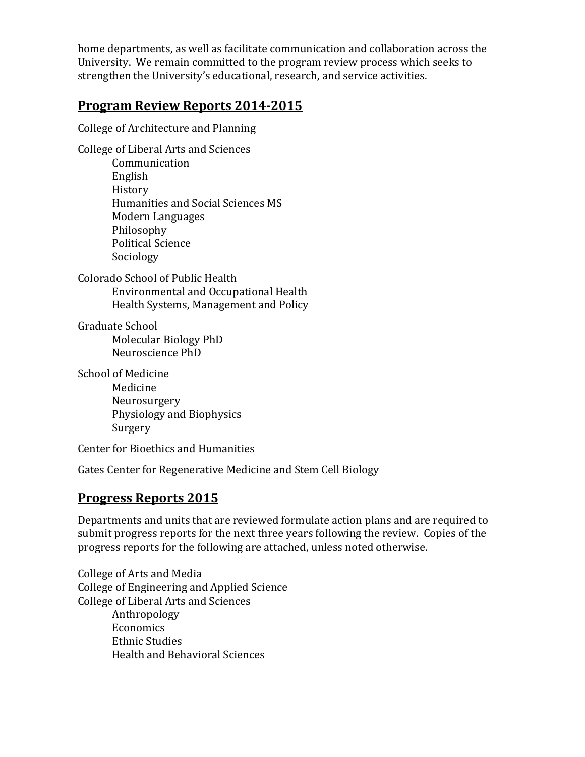home departments, as well as facilitate communication and collaboration across the University. We remain committed to the program review process which seeks to strengthen the University's educational, research, and service activities.

## Program Review Reports 2014-2015

College of Architecture and Planning

College of Liberal Arts and Sciences
- Communication
- English
- History
- Humanities and Social Sciences MS
- Modern Languages
- Philosophy
- Political Science
- Sociology

Colorado School of Public Health
- Environmental and Occupational Health
- Health Systems, Management and Policy

Graduate School
- Molecular Biology PhD
- Neuroscience PhD

School of Medicine
- Medicine
- Neurosurgery
- Physiology and Biophysics
- Surgery

Center for Bioethics and Humanities

Gates Center for Regenerative Medicine and Stem Cell Biology

## Progress Reports 2015

Departments and units that are reviewed formulate action plans and are required to submit progress reports for the next three years following the review. Copies of the progress reports for the following are attached, unless noted otherwise.

College of Arts and Media
College of Engineering and Applied Science
College of Liberal Arts and Sciences
- Anthropology
- Economics
- Ethnic Studies
- Health and Behavioral Sciences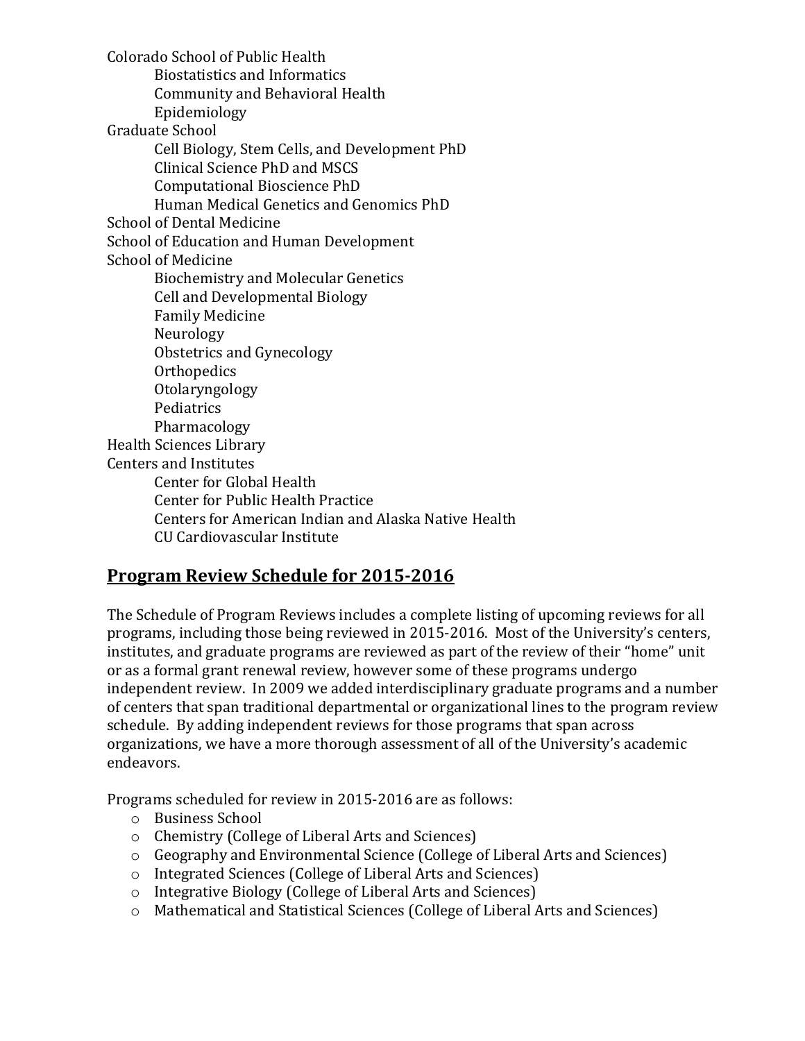Colorado School of Public Health
- Biostatistics and Informatics
- Community and Behavioral Health
- Epidemiology

Graduate School
- Cell Biology, Stem Cells, and Development PhD
- Clinical Science PhD and MSCS
- Computational Bioscience PhD
- Human Medical Genetics and Genomics PhD

School of Dental Medicine

School of Education and Human Development

School of Medicine
- Biochemistry and Molecular Genetics
- Cell and Developmental Biology
- Family Medicine
- Neurology
- Obstetrics and Gynecology
- Orthopedics
- Otolaryngology
- Pediatrics
- Pharmacology

Health Sciences Library

Centers and Institutes
- Center for Global Health
- Center for Public Health Practice
- Centers for American Indian and Alaska Native Health
- CU Cardiovascular Institute

## Program Review Schedule for 2015-2016

The Schedule of Program Reviews includes a complete listing of upcoming reviews for all programs, including those being reviewed in 2015-2016. Most of the University's centers, institutes, and graduate programs are reviewed as part of the review of their "home" unit or as a formal grant renewal review, however some of these programs undergo independent review. In 2009 we added interdisciplinary graduate programs and a number of centers that span traditional departmental or organizational lines to the program review schedule. By adding independent reviews for those programs that span across organizations, we have a more thorough assessment of all of the University's academic endeavors.

Programs scheduled for review in 2015-2016 are as follows:

- Business School
- Chemistry (College of Liberal Arts and Sciences)
- Geography and Environmental Science (College of Liberal Arts and Sciences)
- Integrated Sciences (College of Liberal Arts and Sciences)
- Integrative Biology (College of Liberal Arts and Sciences)
- Mathematical and Statistical Sciences (College of Liberal Arts and Sciences)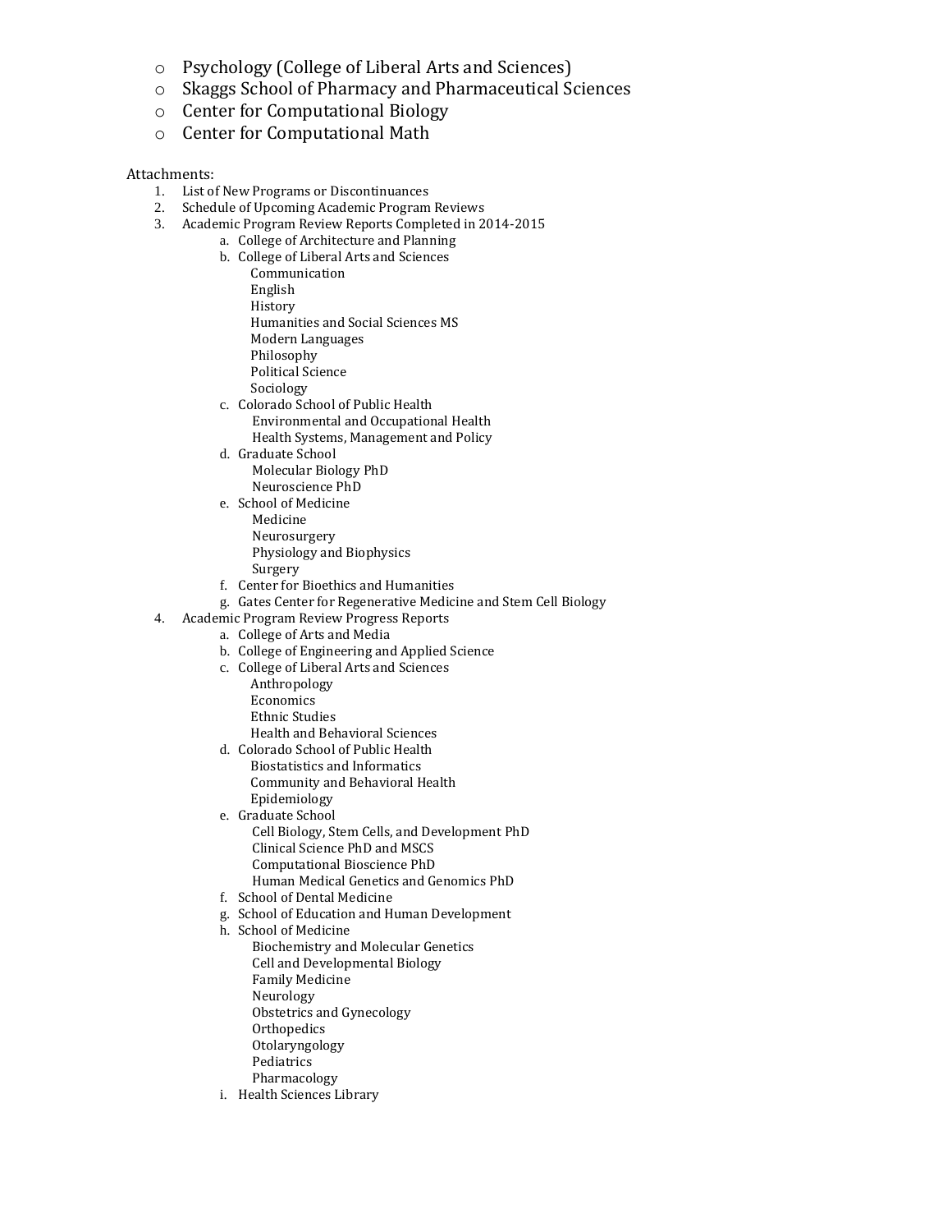- Psychology (College of Liberal Arts and Sciences)
- Skaggs School of Pharmacy and Pharmaceutical Sciences
- Center for Computational Biology
- Center for Computational Math

Attachments:

1. List of New Programs or Discontinuances
2. Schedule of Upcoming Academic Program Reviews
3. Academic Program Review Reports Completed in 2014-2015
    a. College of Architecture and Planning
    b. College of Liberal Arts and Sciences
        - Communication
        - English
        - History
        - Humanities and Social Sciences MS
        - Modern Languages
        - Philosophy
        - Political Science
        - Sociology
    c. Colorado School of Public Health
        - Environmental and Occupational Health
        - Health Systems, Management and Policy
    d. Graduate School
        - Molecular Biology PhD
        - Neuroscience PhD
    e. School of Medicine
        - Medicine
        - Neurosurgery
        - Physiology and Biophysics
        - Surgery
    f. Center for Bioethics and Humanities
    g. Gates Center for Regenerative Medicine and Stem Cell Biology
4. Academic Program Review Progress Reports
    a. College of Arts and Media
    b. College of Engineering and Applied Science
    c. College of Liberal Arts and Sciences
        - Anthropology
        - Economics
        - Ethnic Studies
        - Health and Behavioral Sciences
    d. Colorado School of Public Health
        - Biostatistics and Informatics
        - Community and Behavioral Health
        - Epidemiology
    e. Graduate School
        - Cell Biology, Stem Cells, and Development PhD
        - Clinical Science PhD and MSCS
        - Computational Bioscience PhD
        - Human Medical Genetics and Genomics PhD
    f. School of Dental Medicine
    g. School of Education and Human Development
    h. School of Medicine
        - Biochemistry and Molecular Genetics
        - Cell and Developmental Biology
        - Family Medicine
        - Neurology
        - Obstetrics and Gynecology
        - Orthopedics
        - Otolaryngology
        - Pediatrics
        - Pharmacology
    i. Health Sciences Library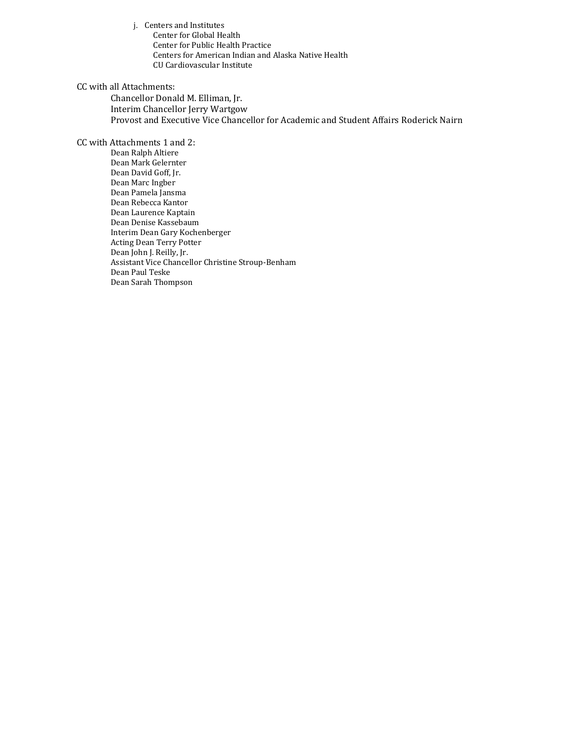j. Centers and Institutes
   - Center for Global Health
   - Center for Public Health Practice
   - Centers for American Indian and Alaska Native Health
   - CU Cardiovascular Institute

CC with all Attachments:

- Chancellor Donald M. Elliman, Jr.
- Interim Chancellor Jerry Wartgow
- Provost and Executive Vice Chancellor for Academic and Student Affairs Roderick Nairn

CC with Attachments 1 and 2:

- Dean Ralph Altiere
- Dean Mark Gelernter
- Dean David Goff, Jr.
- Dean Marc Ingber
- Dean Pamela Jansma
- Dean Rebecca Kantor
- Dean Laurence Kaptain
- Dean Denise Kassebaum
- Interim Dean Gary Kochenberger
- Acting Dean Terry Potter
- Dean John J. Reilly, Jr.
- Assistant Vice Chancellor Christine Stroup-Benham
- Dean Paul Teske
- Dean Sarah Thompson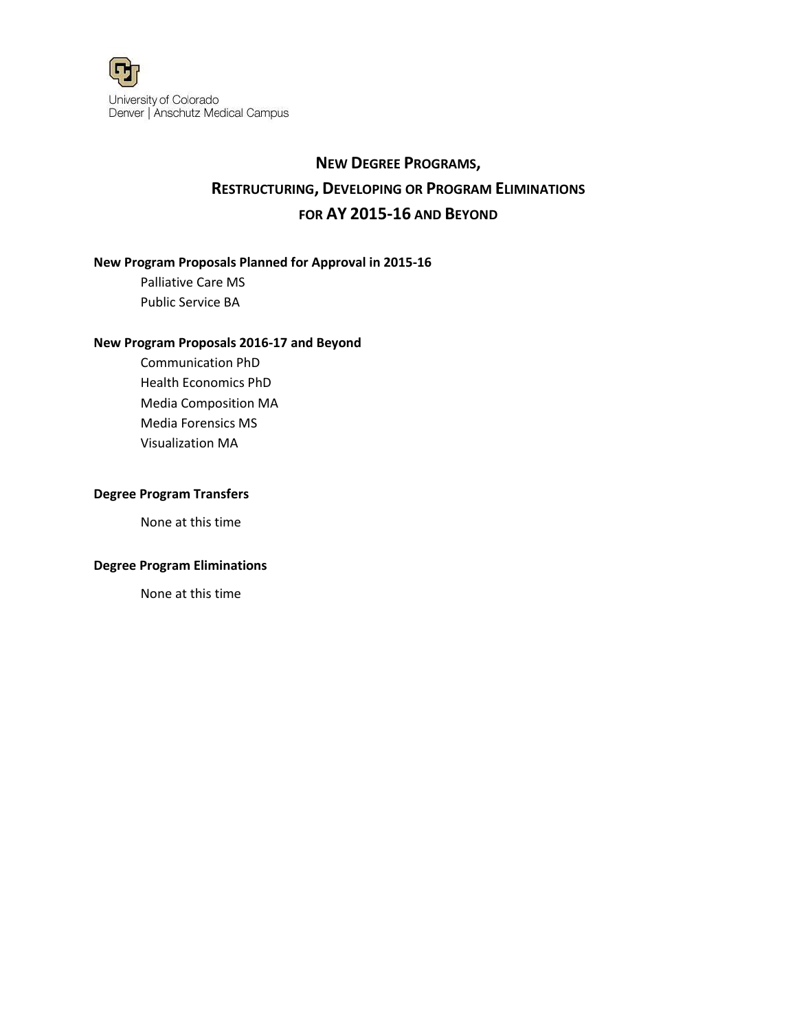University of Colorado
Denver | Anschutz Medical Campus

# NEW DEGREE PROGRAMS, RESTRUCTURING, DEVELOPING OR PROGRAM ELIMINATIONS FOR AY 2015-16 AND BEYOND

**New Program Proposals Planned for Approval in 2015-16**

- Palliative Care MS
- Public Service BA

**New Program Proposals 2016-17 and Beyond**

- Communication PhD
- Health Economics PhD
- Media Composition MA
- Media Forensics MS
- Visualization MA

**Degree Program Transfers**

None at this time

**Degree Program Eliminations**

None at this time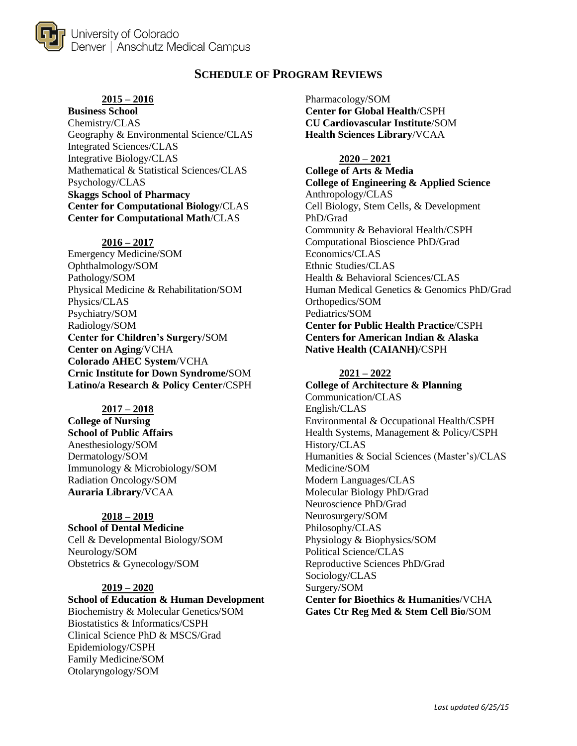# Schedule of Program Reviews

**2015 – 2016**

**Business School**
Chemistry/CLAS
Geography & Environmental Science/CLAS
Integrated Sciences/CLAS
Integrative Biology/CLAS
Mathematical & Statistical Sciences/CLAS
Psychology/CLAS
**Skaggs School of Pharmacy**
**Center for Computational Biology**/CLAS
**Center for Computational Math**/CLAS

**2016 – 2017**

Emergency Medicine/SOM
Ophthalmology/SOM
Pathology/SOM
Physical Medicine & Rehabilitation/SOM
Physics/CLAS
Psychiatry/SOM
Radiology/SOM
**Center for Children's Surgery/**SOM
**Center on Aging**/VCHA
**Colorado AHEC System**/VCHA
**Crnic Institute for Down Syndrome/**SOM
**Latino/a Research & Policy Center**/CSPH

**2017 – 2018**

**College of Nursing**
**School of Public Affairs**
Anesthesiology/SOM
Dermatology/SOM
Immunology & Microbiology/SOM
Radiation Oncology/SOM
**Auraria Library**/VCAA

**2018 – 2019**

**School of Dental Medicine**
Cell & Developmental Biology/SOM
Neurology/SOM
Obstetrics & Gynecology/SOM

**2019 – 2020**

**School of Education & Human Development**
Biochemistry & Molecular Genetics/SOM
Biostatistics & Informatics/CSPH
Clinical Science PhD & MSCS/Grad
Epidemiology/CSPH
Family Medicine/SOM
Otolaryngology/SOM
Pharmacology/SOM
**Center for Global Health**/CSPH
**CU Cardiovascular Institute**/SOM
**Health Sciences Library**/VCAA

**2020 – 2021**

**College of Arts & Media**
**College of Engineering & Applied Science**
Anthropology/CLAS
Cell Biology, Stem Cells, & Development PhD/Grad
Community & Behavioral Health/CSPH
Computational Bioscience PhD/Grad
Economics/CLAS
Ethnic Studies/CLAS
Health & Behavioral Sciences/CLAS
Human Medical Genetics & Genomics PhD/Grad
Orthopedics/SOM
Pediatrics/SOM
**Center for Public Health Practice**/CSPH
**Centers for American Indian & Alaska Native Health (CAIANH)**/CSPH

**2021 – 2022**

**College of Architecture & Planning**
Communication/CLAS
English/CLAS
Environmental & Occupational Health/CSPH
Health Systems, Management & Policy/CSPH
History/CLAS
Humanities & Social Sciences (Master's)/CLAS
Medicine/SOM
Modern Languages/CLAS
Molecular Biology PhD/Grad
Neuroscience PhD/Grad
Neurosurgery/SOM
Philosophy/CLAS
Physiology & Biophysics/SOM
Political Science/CLAS
Reproductive Sciences PhD/Grad
Sociology/CLAS
Surgery/SOM
**Center for Bioethics & Humanities**/VCHA
**Gates Ctr Reg Med & Stem Cell Bio**/SOM

*Last updated 6/25/15*